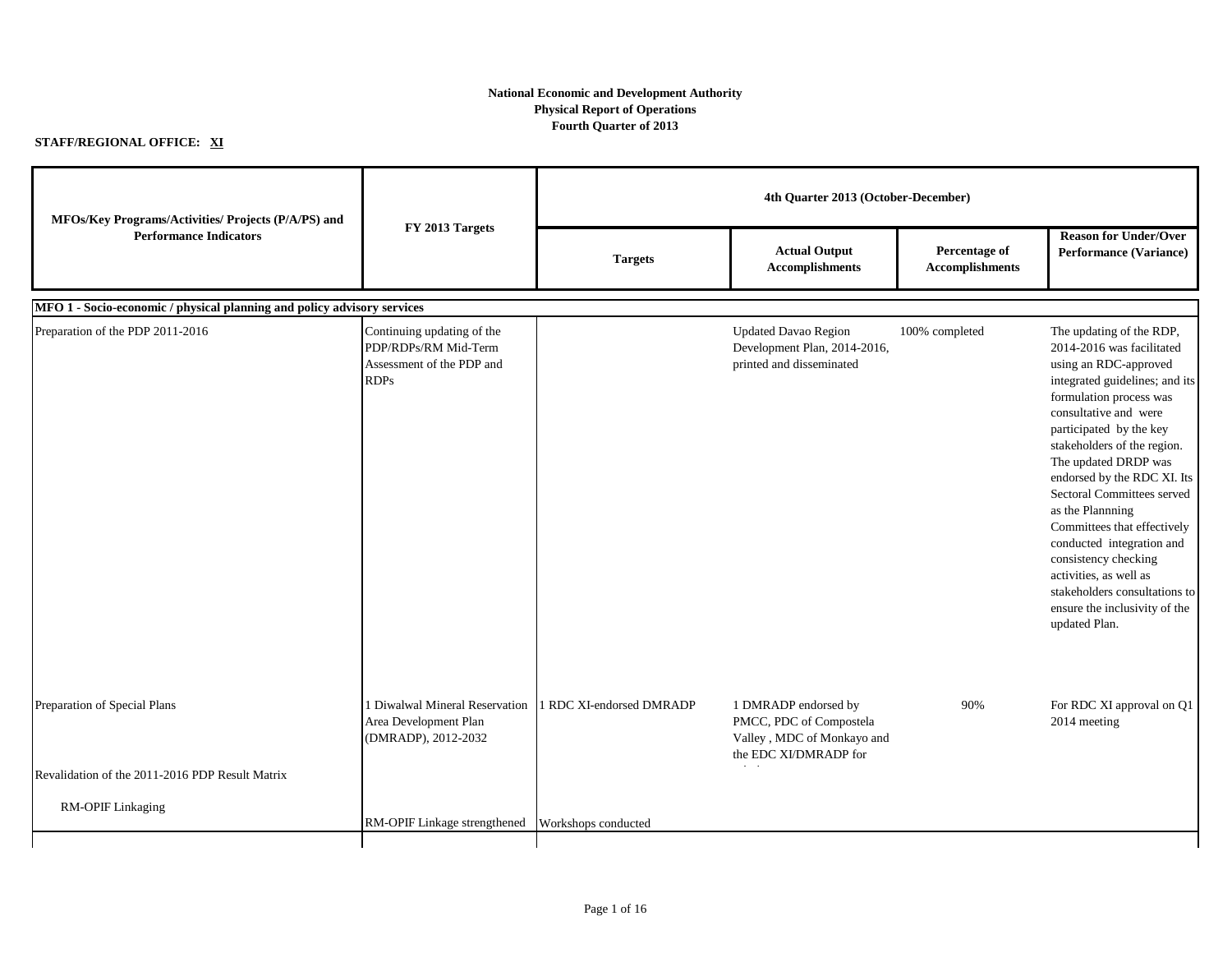**National Economic and Development Authority**
**Physical Report of Operations**
**Fourth Quarter of 2013**

**STAFF/REGIONAL OFFICE: XI**

| MFOs/Key Programs/Activities/ Projects (P/A/PS) and Performance Indicators | FY 2013 Targets | 4th Quarter 2013 (October-December) | | | |
|---|---|---|---|---|---|
| | | Targets | Actual Output Accomplishments | Percentage of Accomplishments | Reason for Under/Over Performance (Variance) |
| **MFO 1 - Socio-economic / physical planning and policy advisory services** | | | | | |
| Preparation of the PDP 2011-2016 | Continuing updating of the PDP/RDPs/RM Mid-Term Assessment of the PDP and RDPs | | Updated Davao Region Development Plan, 2014-2016, printed and disseminated | 100% completed | The updating of the RDP, 2014-2016 was facilitated using an RDC-approved integrated guidelines; and its formulation process was consultative and were participated by the key stakeholders of the region. The updated DRDP was endorsed by the RDC XI. Its Sectoral Committees served as the Plannning Committees that effectively conducted integration and consistency checking activities, as well as stakeholders consultations to ensure the inclusivity of the updated Plan. |
| Preparation of Special Plans | 1 Diwalwal Mineral Reservation Area Development Plan (DMRADP), 2012-2032 | 1 RDC XI-endorsed DMRADP | 1 DMRADP endorsed by PMCC, PDC of Compostela Valley , MDC of Monkayo and the EDC XI/DMRADP for | 90% | For RDC XI approval on Q1 2014 meeting |
| Revalidation of the 2011-2016 PDP Result Matrix | | | | | |
| RM-OPIF Linkaging | RM-OPIF Linkage strengthened | Workshops conducted | | | |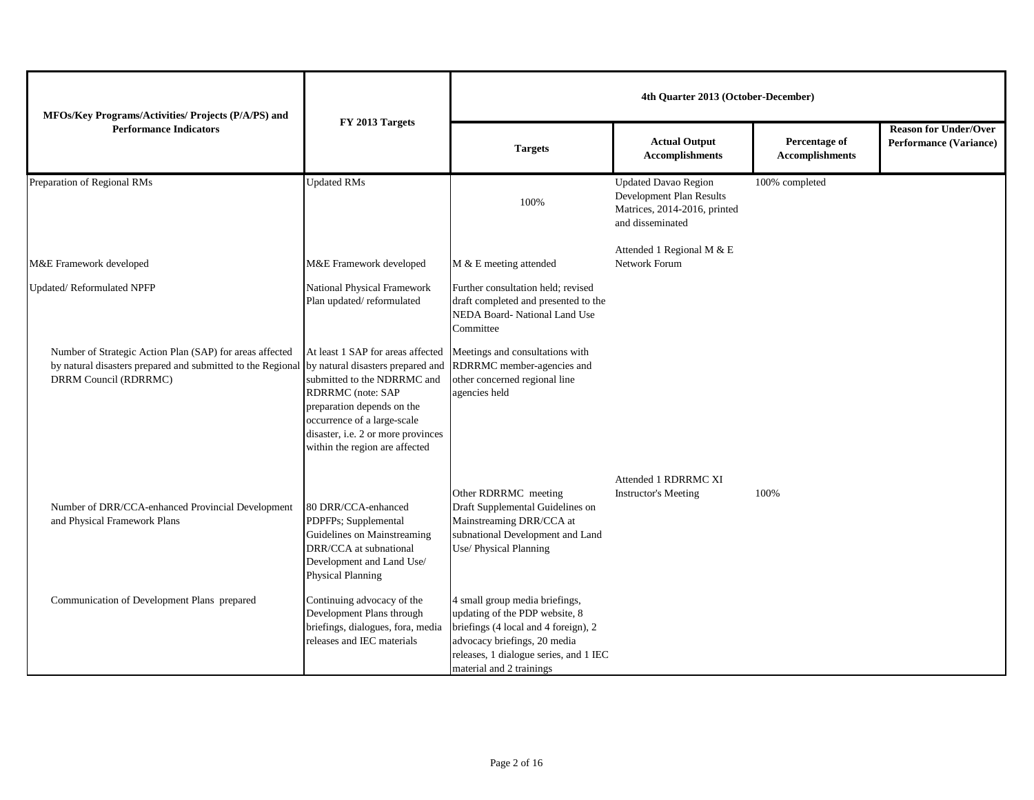| MFOs/Key Programs/Activities/ Projects (P/A/PS) and Performance Indicators | FY 2013 Targets | 4th Quarter 2013 (October-December) | | | |
|---|---|---|---|---|---|
| | | Targets | Actual Output Accomplishments | Percentage of Accomplishments | Reason for Under/Over Performance (Variance) |
| Preparation of Regional RMs | Updated RMs | 100% | Updated Davao Region Development Plan Results Matrices, 2014-2016, printed and disseminated | 100% completed | |
| M&E Framework developed | M&E Framework developed | M & E meeting attended | Attended 1 Regional M & E Network Forum | | |
| Updated/ Reformulated NPFP | National Physical Framework Plan updated/ reformulated | Further consultation held; revised draft completed and presented to the NEDA Board- National Land Use Committee | | | |
| Number of Strategic Action Plan (SAP) for areas affected by natural disasters prepared and submitted to the Regional DRRM Council (RDRRMC) | At least 1 SAP for areas affected by natural disasters prepared and submitted to the NDRRMC and RDRRMC (note: SAP preparation depends on the occurrence of a large-scale disaster, i.e. 2 or more provinces within the region are affected | Meetings and consultations with RDRRMC member-agencies and other concerned regional line agencies held | | | |
| | | Other RDRRMC meeting | Attended 1 RDRRMC XI Instructor's Meeting | 100% | |
| Number of DRR/CCA-enhanced Provincial Development and Physical Framework Plans | 80 DRR/CCA-enhanced PDPFPs; Supplemental Guidelines on Mainstreaming DRR/CCA at subnational Development and Land Use/ Physical Planning | Draft Supplemental Guidelines on Mainstreaming DRR/CCA at subnational Development and Land Use/ Physical Planning | | | |
| Communication of Development Plans prepared | Continuing advocacy of the Development Plans through briefings, dialogues, fora, media releases and IEC materials | 4 small group media briefings, updating of the PDP website, 8 briefings (4 local and 4 foreign), 2 advocacy briefings, 20 media releases, 1 dialogue series, and 1 IEC material and 2 trainings | | | |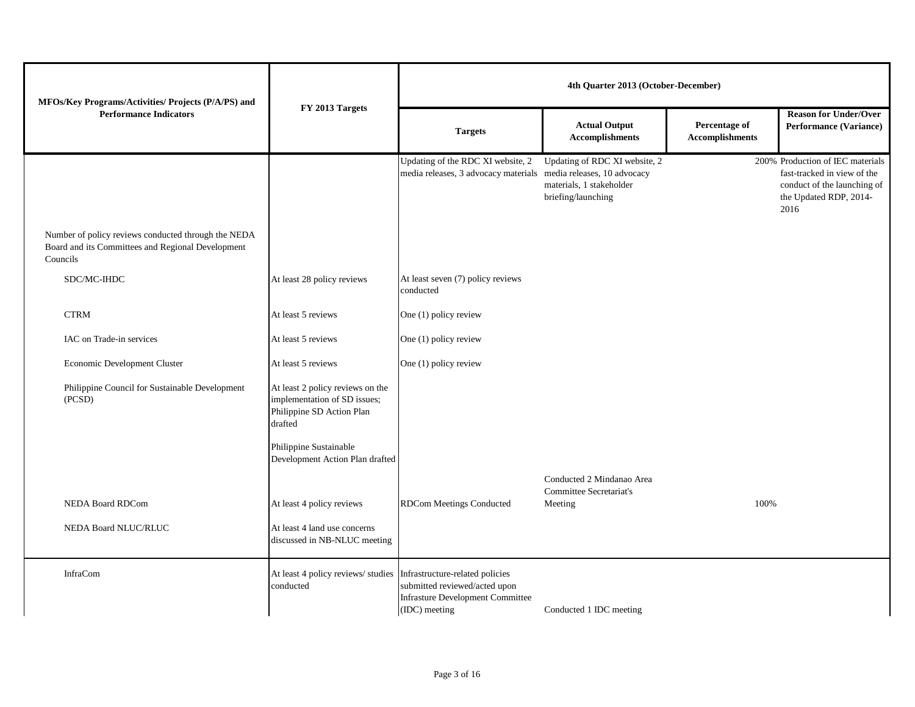| MFOs/Key Programs/Activities/ Projects (P/A/PS) and Performance Indicators | FY 2013 Targets | 4th Quarter 2013 (October-December) | | | |
|---|---|---|---|---|---|
| | | Targets | Actual Output Accomplishments | Percentage of Accomplishments | Reason for Under/Over Performance (Variance) |
| | | Updating of the RDC XI website, 2 media releases, 3 advocacy materials | Updating of RDC XI website, 2 media releases, 10 advocacy materials, 1 stakeholder briefing/launching | 200% | Production of IEC materials fast-tracked in view of the conduct of the launching of the Updated RDP, 2014-2016 |
| Number of policy reviews conducted through the NEDA Board and its Committees and Regional Development Councils | | | | | |
| SDC/MC-IHDC | At least 28 policy reviews | At least seven (7) policy reviews conducted | | | |
| CTRM | At least 5 reviews | One (1) policy review | | | |
| IAC on Trade-in services | At least 5 reviews | One (1) policy review | | | |
| Economic Development Cluster | At least 5 reviews | One (1) policy review | | | |
| Philippine Council for Sustainable Development (PCSD) | At least 2 policy reviews on the implementation of SD issues; Philippine SD Action Plan drafted | | | | |
| | Philippine Sustainable Development Action Plan drafted | | | | |
| NEDA Board RDCom | At least 4 policy reviews | RDCom Meetings Conducted | Conducted 2 Mindanao Area Committee Secretariat's Meeting | 100% | |
| NEDA Board NLUC/RLUC | At least 4 land use concerns discussed in NB-NLUC meeting | | | | |
| InfraCom | At least 4 policy reviews/ studies conducted | Infrastructure-related policies submitted reviewed/acted upon Infrasture Development Committee (IDC) meeting | Conducted 1 IDC meeting | | |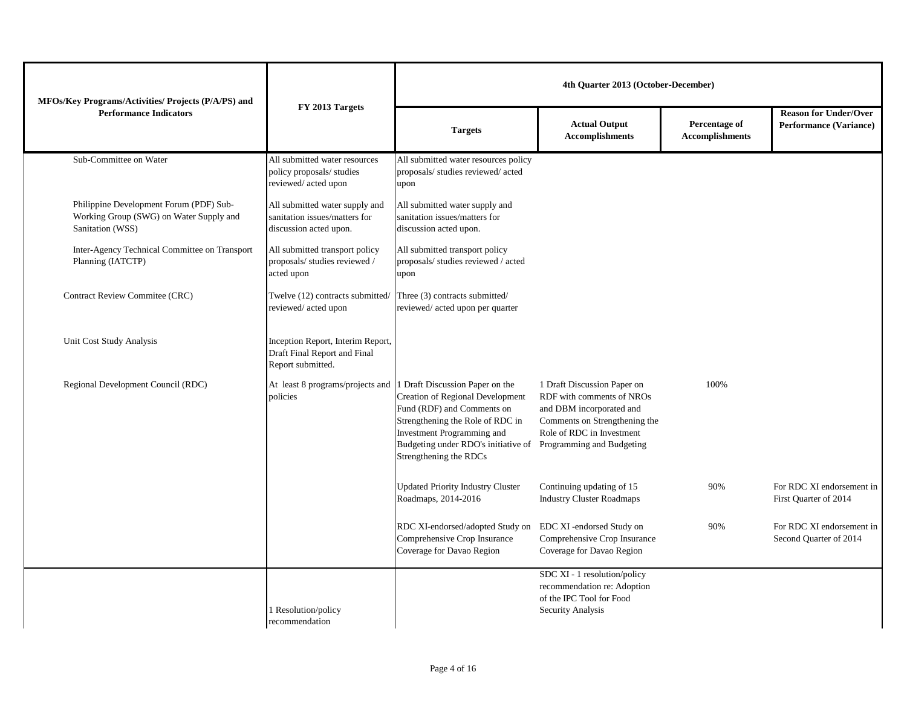| MFOs/Key Programs/Activities/ Projects (P/A/PS) and Performance Indicators | FY 2013 Targets | 4th Quarter 2013 (October-December) | | | |
|---|---|---|---|---|---|
| | | Targets | Actual Output Accomplishments | Percentage of Accomplishments | Reason for Under/Over Performance (Variance) |
| Sub-Committee on Water | All submitted water resources policy proposals/ studies reviewed/ acted upon | All submitted water resources policy proposals/ studies reviewed/ acted upon | | | |
| Philippine Development Forum (PDF) Sub-Working Group (SWG) on Water Supply and Sanitation (WSS) | All submitted water supply and sanitation issues/matters for discussion acted upon. | All submitted water supply and sanitation issues/matters for discussion acted upon. | | | |
| Inter-Agency Technical Committee on Transport Planning (IATCTP) | All submitted transport policy proposals/ studies reviewed / acted upon | All submitted transport policy proposals/ studies reviewed / acted upon | | | |
| Contract Review Commitee (CRC) | Twelve (12) contracts submitted/ reviewed/ acted upon | Three (3) contracts submitted/ reviewed/ acted upon per quarter | | | |
| Unit Cost Study Analysis | Inception Report, Interim Report, Draft Final Report and Final Report submitted. | | | | |
| Regional Development Council (RDC) | At least 8 programs/projects and policies | 1 Draft Discussion Paper on the Creation of Regional Development Fund (RDF) and Comments on Strengthening the Role of RDC in Investment Programming and Budgeting under RDO's initiative of Strengthening the RDCs | 1 Draft Discussion Paper on RDF with comments of NROs and DBM incorporated and Comments on Strengthening the Role of RDC in Investment Programming and Budgeting | 100% | |
| | | Updated Priority Industry Cluster Roadmaps, 2014-2016 | Continuing updating of 15 Industry Cluster Roadmaps | 90% | For RDC XI endorsement in First Quarter of 2014 |
| | | RDC XI-endorsed/adopted Study on Comprehensive Crop Insurance Coverage for Davao Region | EDC XI -endorsed Study on Comprehensive Crop Insurance Coverage for Davao Region | 90% | For RDC XI endorsement in Second Quarter of 2014 |
| | 1 Resolution/policy recommendation | | SDC XI - 1 resolution/policy recommendation re: Adoption of the IPC Tool for Food Security Analysis | | |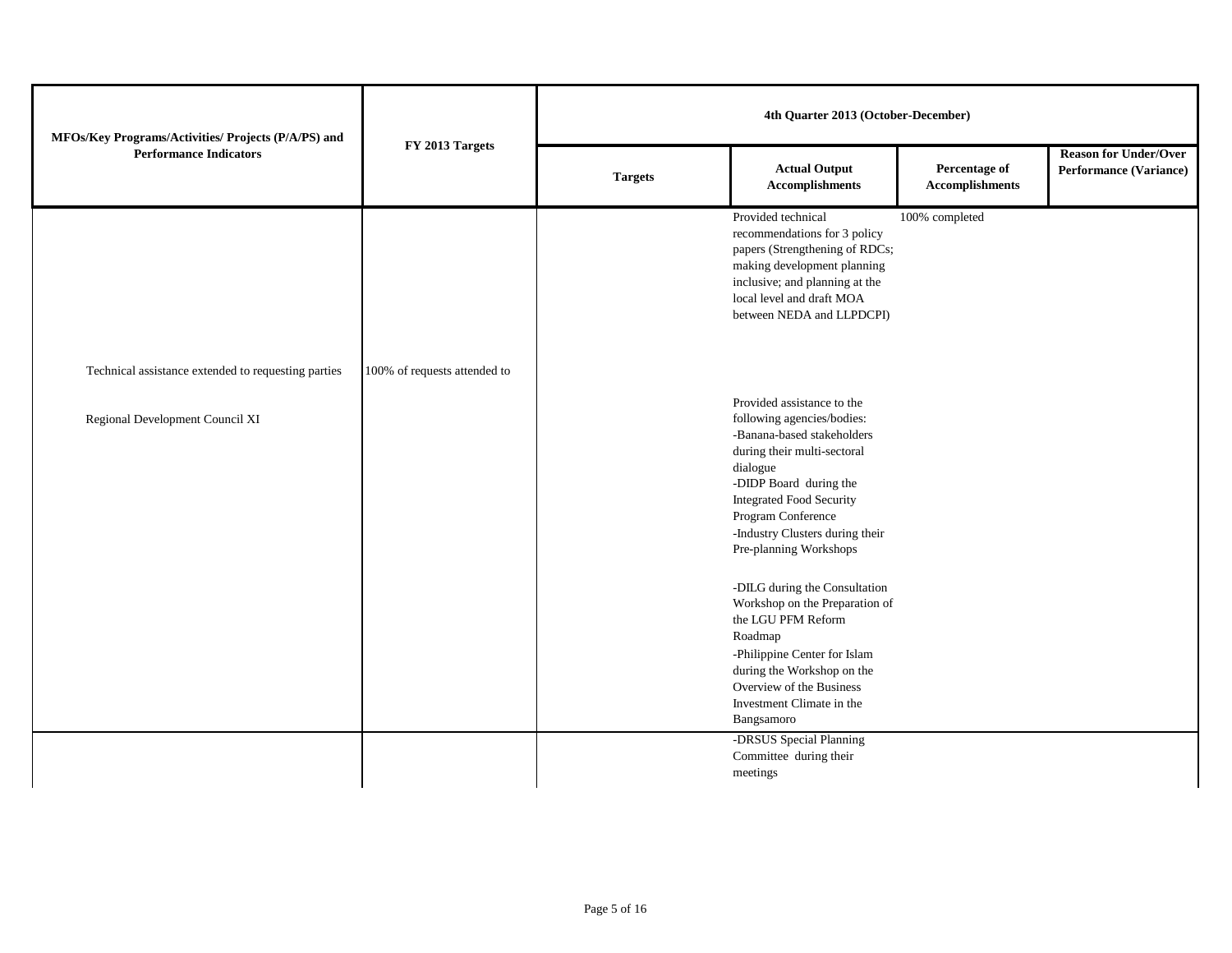| MFOs/Key Programs/Activities/ Projects (P/A/PS) and Performance Indicators | FY 2013 Targets | 4th Quarter 2013 (October-December) | | | |
|---|---|---|---|---|---|
| | | Targets | Actual Output Accomplishments | Percentage of Accomplishments | Reason for Under/Over Performance (Variance) |
| | | | Provided technical recommendations for 3 policy papers (Strengthening of RDCs; making development planning inclusive; and planning at the local level and draft MOA between NEDA and LLPDCPI) | 100% completed | |
| Technical assistance extended to requesting parties | 100% of requests attended to | | | | |
| Regional Development Council XI | | | Provided assistance to the following agencies/bodies:<br>-Banana-based stakeholders during their multi-sectoral dialogue<br>-DIDP Board during the Integrated Food Security Program Conference<br>-Industry Clusters during their Pre-planning Workshops<br><br>-DILG during the Consultation Workshop on the Preparation of the LGU PFM Reform Roadmap<br>-Philippine Center for Islam during the Workshop on the Overview of the Business Investment Climate in the Bangsamoro | | |
| | | | -DRSUS Special Planning Committee during their meetings | | |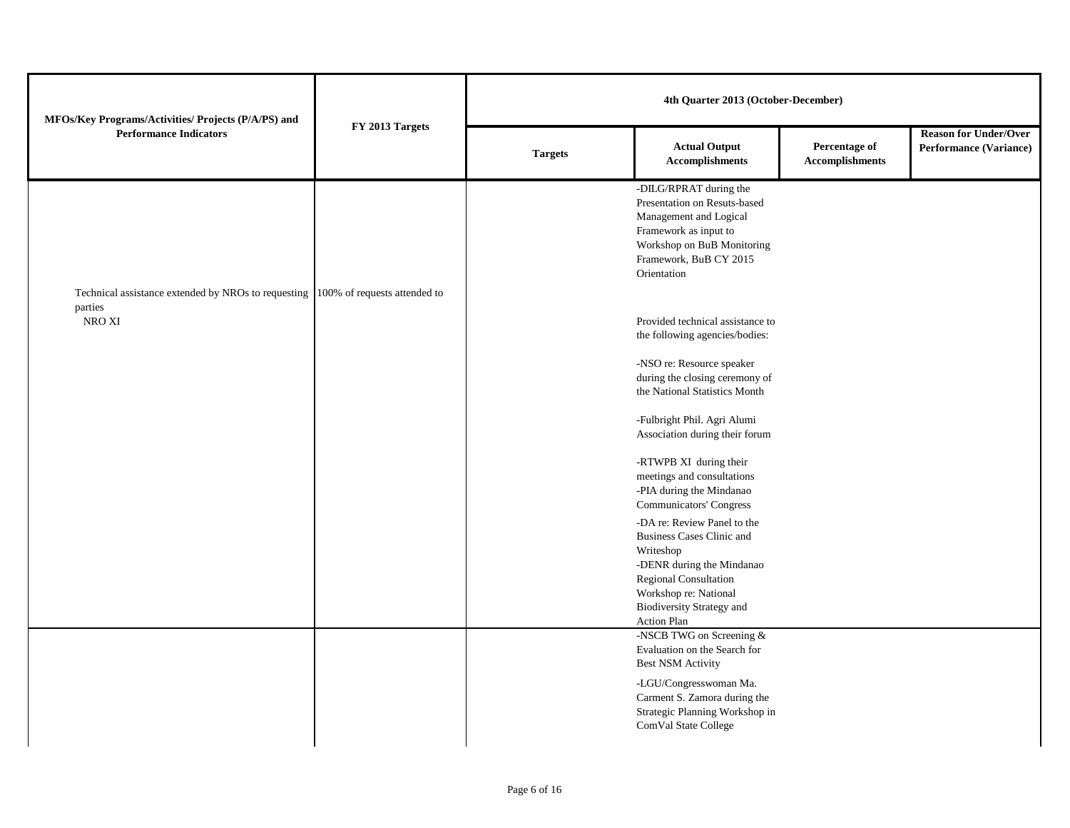| MFOs/Key Programs/Activities/ Projects (P/A/PS) and Performance Indicators | FY 2013 Targets | 4th Quarter 2013 (October-December) | | | |
|---|---|---|---|---|---|
| | | Targets | Actual Output Accomplishments | Percentage of Accomplishments | Reason for Under/Over Performance (Variance) |
| Technical assistance extended by NROs to requesting parties<br>NRO XI | 100% of requests attended to | | -DILG/RPRAT during the Presentation on Resuts-based Management and Logical Framework as input to Workshop on BuB Monitoring Framework, BuB CY 2015 Orientation<br><br>Provided technical assistance to the following agencies/bodies:<br><br>-NSO re: Resource speaker during the closing ceremony of the National Statistics Month<br><br>-Fulbright Phil. Agri Alumi Association during their forum<br><br>-RTWPB XI during their meetings and consultations<br>-PIA during the Mindanao Communicators' Congress<br>-DA re: Review Panel to the Business Cases Clinic and Writeshop<br>-DENR during the Mindanao Regional Consultation Workshop re: National Biodiversity Strategy and Action Plan | | |
| | | | -NSCB TWG on Screening & Evaluation on the Search for Best NSM Activity<br><br>-LGU/Congresswoman Ma. Carment S. Zamora during the Strategic Planning Workshop in ComVal State College | | |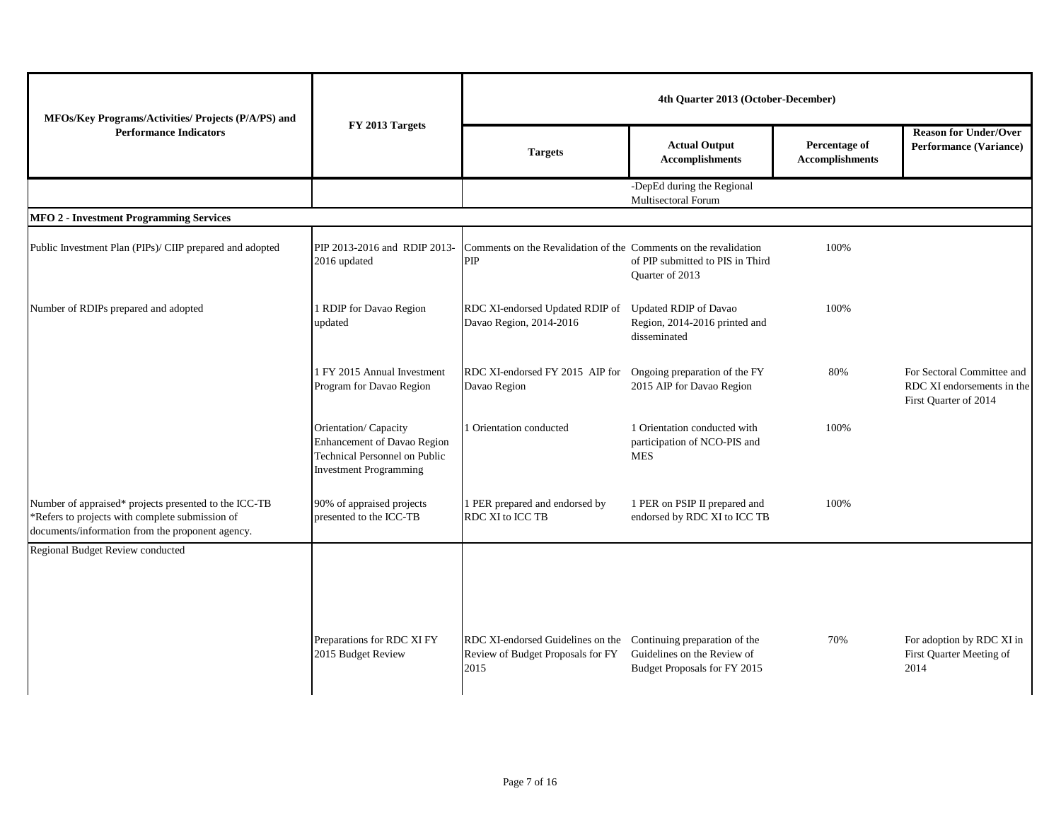| MFOs/Key Programs/Activities/ Projects (P/A/PS) and Performance Indicators | FY 2013 Targets | 4th Quarter 2013 (October-December) | | | |
|---|---|---|---|---|---|
| | | Targets | Actual Output Accomplishments | Percentage of Accomplishments | Reason for Under/Over Performance (Variance) |
| | | | -DepEd during the Regional Multisectoral Forum | | |
| **MFO 2 - Investment Programming Services** | | | | | |
| Public Investment Plan (PIPs)/ CIIP prepared and adopted | PIP 2013-2016 and RDIP 2013-2016 updated | Comments on the Revalidation of the PIP | Comments on the revalidation of PIP submitted to PIS in Third Quarter of 2013 | 100% | |
| Number of RDIPs prepared and adopted | 1 RDIP for Davao Region updated | RDC XI-endorsed Updated RDIP of Davao Region, 2014-2016 | Updated RDIP of Davao Region, 2014-2016 printed and disseminated | 100% | |
| | 1 FY 2015 Annual Investment Program for Davao Region | RDC XI-endorsed FY 2015 AIP for Davao Region | Ongoing preparation of the FY 2015 AIP for Davao Region | 80% | For Sectoral Committee and RDC XI endorsements in the First Quarter of 2014 |
| | Orientation/ Capacity Enhancement of Davao Region Technical Personnel on Public Investment Programming | 1 Orientation conducted | 1 Orientation conducted with participation of NCO-PIS and MES | 100% | |
| Number of appraised* projects presented to the ICC-TB *Refers to projects with complete submission of documents/information from the proponent agency. | 90% of appraised projects presented to the ICC-TB | 1 PER prepared and endorsed by RDC XI to ICC TB | 1 PER on PSIP II prepared and endorsed by RDC XI to ICC TB | 100% | |
| Regional Budget Review conducted | | | | | |
| | Preparations for RDC XI FY 2015 Budget Review | RDC XI-endorsed Guidelines on the Review of Budget Proposals for FY 2015 | Continuing preparation of the Guidelines on the Review of Budget Proposals for FY 2015 | 70% | For adoption by RDC XI in First Quarter Meeting of 2014 |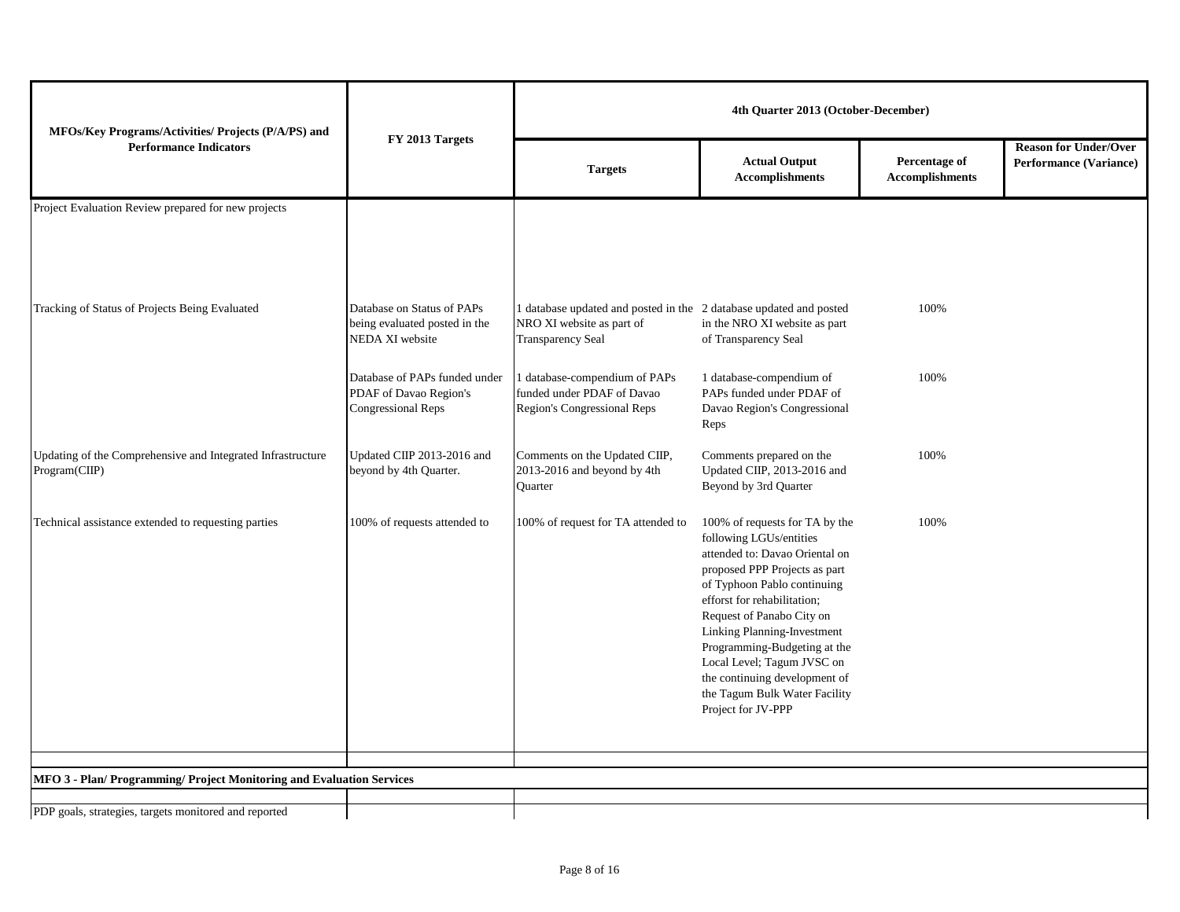| MFOs/Key Programs/Activities/ Projects (P/A/PS) and Performance Indicators | FY 2013 Targets | 4th Quarter 2013 (October-December) | | | |
|---|---|---|---|---|---|
| | | Targets | Actual Output Accomplishments | Percentage of Accomplishments | Reason for Under/Over Performance (Variance) |
| Project Evaluation Review prepared for new projects | | | | | |
| Tracking of Status of Projects Being Evaluated | Database on Status of PAPs being evaluated posted in the NEDA XI website | 1 database updated and posted in the NRO XI website as part of Transparency Seal | 2 database updated and posted in the NRO XI website as part of Transparency Seal | 100% | |
| | Database of PAPs funded under PDAF of Davao Region's Congressional Reps | 1 database-compendium of PAPs funded under PDAF of Davao Region's Congressional Reps | 1 database-compendium of PAPs funded under PDAF of Davao Region's Congressional Reps | 100% | |
| Updating of the Comprehensive and Integrated Infrastructure Program(CIIP) | Updated CIIP 2013-2016 and beyond by 4th Quarter. | Comments on the Updated CIIP, 2013-2016 and beyond by 4th Quarter | Comments prepared on the Updated CIIP, 2013-2016 and Beyond by 3rd Quarter | 100% | |
| Technical assistance extended to requesting parties | 100% of requests attended to | 100% of request for TA attended to | 100% of requests for TA by the following LGUs/entities attended to: Davao Oriental on proposed PPP Projects as part of Typhoon Pablo continuing efforst for rehabilitation; Request of Panabo City on Linking Planning-Investment Programming-Budgeting at the Local Level; Tagum JVSC on the continuing development of the Tagum Bulk Water Facility Project for JV-PPP | 100% | |
| | | | | | |
| **MFO 3 - Plan/ Programming/ Project Monitoring and Evaluation Services** | | | | | |
| | | | | | |
| PDP goals, strategies, targets monitored and reported | | | | | |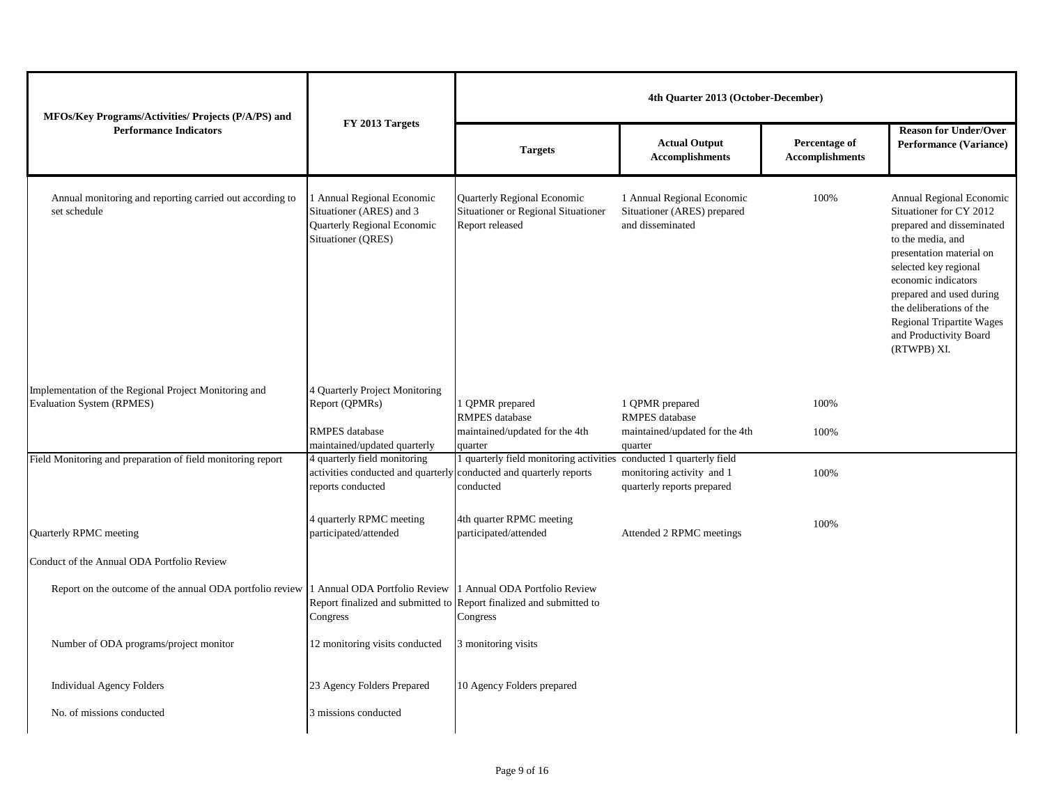| MFOs/Key Programs/Activities/ Projects (P/A/PS) and Performance Indicators | FY 2013 Targets | 4th Quarter 2013 (October-December) | | | |
|---|---|---|---|---|---|
| | | Targets | Actual Output Accomplishments | Percentage of Accomplishments | Reason for Under/Over Performance (Variance) |
| Annual monitoring and reporting carried out according to set schedule | 1 Annual Regional Economic Situationer (ARES) and 3 Quarterly Regional Economic Situationer (QRES) | Quarterly Regional Economic Situationer or Regional Situationer Report released | 1 Annual Regional Economic Situationer (ARES) prepared and disseminated | 100% | Annual Regional Economic Situationer for CY 2012 prepared and disseminated to the media, and presentation material on selected key regional economic indicators prepared and used during the deliberations of the Regional Tripartite Wages and Productivity Board (RTWPB) XI. |
| Implementation of the Regional Project Monitoring and Evaluation System (RPMES) | 4 Quarterly Project Monitoring Report (QPMRs) | 1 QPMR prepared | 1 QPMR prepared | 100% | |
| | RMPES database maintained/updated quarterly | RMPES database maintained/updated for the 4th quarter | RMPES database maintained/updated for the 4th quarter | 100% | |
| Field Monitoring and preparation of field monitoring report | 4 quarterly field monitoring activities conducted and quarterly reports conducted | 1 quarterly field monitoring activities conducted and quarterly reports conducted | conducted 1 quarterly field monitoring activity and 1 quarterly reports prepared | 100% | |
| Quarterly RPMC meeting | 4 quarterly RPMC meeting participated/attended | 4th quarter RPMC meeting participated/attended | Attended 2 RPMC meetings | 100% | |
| Conduct of the Annual ODA Portfolio Review | | | | | |
| Report on the outcome of the annual ODA portfolio review | 1 Annual ODA Portfolio Review Report finalized and submitted to Congress | 1 Annual ODA Portfolio Review Report finalized and submitted to Congress | | | |
| Number of ODA programs/project monitor | 12 monitoring visits conducted | 3 monitoring visits | | | |
| Individual Agency Folders | 23 Agency Folders Prepared | 10 Agency Folders prepared | | | |
| No. of missions conducted | 3 missions conducted | | | | |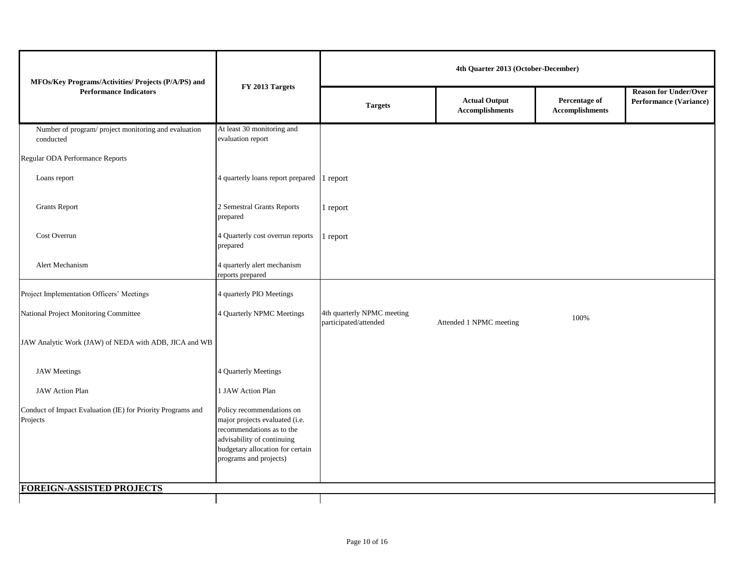| MFOs/Key Programs/Activities/ Projects (P/A/PS) and Performance Indicators | FY 2013 Targets | 4th Quarter 2013 (October-December) | | | |
|---|---|---|---|---|---|
| | | Targets | Actual Output Accomplishments | Percentage of Accomplishments | Reason for Under/Over Performance (Variance) |
| Number of program/ project monitoring and evaluation conducted | At least 30 monitoring and evaluation report | | | | |
| Regular ODA Performance Reports | | | | | |
| Loans report | 4 quarterly loans report prepared | 1 report | | | |
| Grants Report | 2 Semestral Grants Reports prepared | 1 report | | | |
| Cost Overrun | 4 Quarterly cost overrun reports prepared | 1 report | | | |
| Alert Mechanism | 4 quarterly alert mechanism reports prepared | | | | |
| Project Implementation Officers' Meetings | 4 quarterly PIO Meetings | | | | |
| National Project Monitoring Committee | 4 Quarterly NPMC Meetings | 4th quarterly NPMC meeting participated/attended | Attended 1 NPMC meeting | 100% | |
| JAW Analytic Work (JAW) of NEDA with ADB, JICA and WB | | | | | |
| JAW Meetings | 4 Quarterly Meetings | | | | |
| JAW Action Plan | 1 JAW Action Plan | | | | |
| Conduct of Impact Evaluation (IE) for Priority Programs and Projects | Policy recommendations on major projects evaluated (i.e. recommendations as to the advisability of continuing budgetary allocation for certain programs and projects) | | | | |
| **FOREIGN-ASSISTED PROJECTS** | | | | | |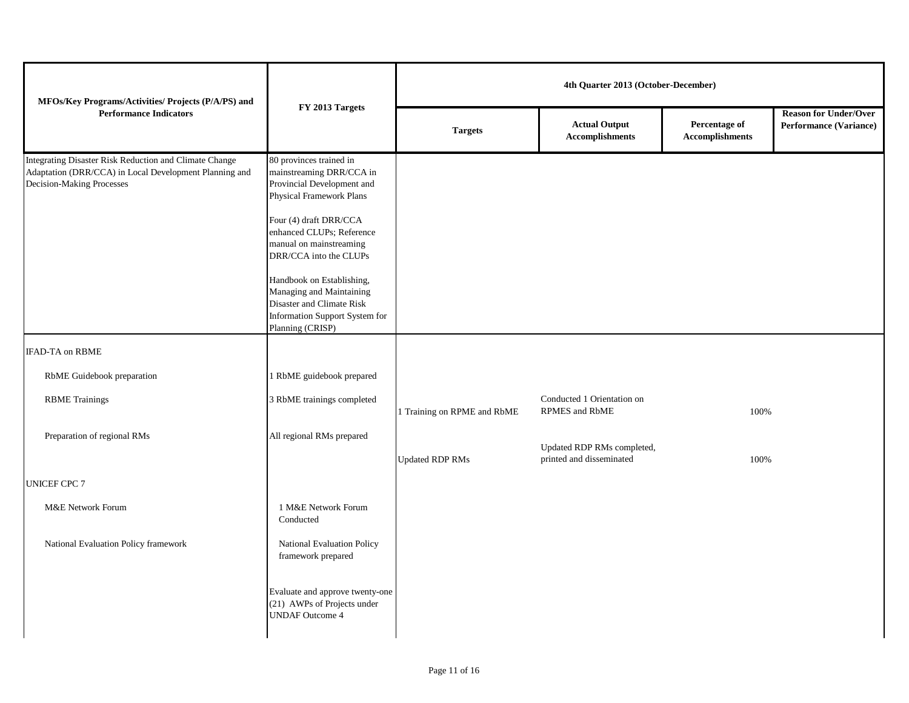| MFOs/Key Programs/Activities/ Projects (P/A/PS) and Performance Indicators | FY 2013 Targets | 4th Quarter 2013 (October-December) | | | |
|---|---|---|---|---|---|
| | | Targets | Actual Output Accomplishments | Percentage of Accomplishments | Reason for Under/Over Performance (Variance) |
| Integrating Disaster Risk Reduction and Climate Change Adaptation (DRR/CCA) in Local Development Planning and Decision-Making Processes | 80 provinces trained in mainstreaming DRR/CCA in Provincial Development and Physical Framework Plans<br><br>Four (4) draft DRR/CCA enhanced CLUPs; Reference manual on mainstreaming DRR/CCA into the CLUPs<br><br>Handbook on Establishing, Managing and Maintaining Disaster and Climate Risk Information Support System for Planning (CRISP) | | | | |
| IFAD-TA on RBME | | | | | |
| RbME Guidebook preparation | 1 RbME guidebook prepared | | | | |
| RBME Trainings | 3 RbME trainings completed | 1 Training on RPME and RbME | Conducted 1 Orientation on RPMES and RbME | 100% | |
| Preparation of regional RMs | All regional RMs prepared | Updated RDP RMs | Updated RDP RMs completed, printed and disseminated | 100% | |
| UNICEF CPC 7 | | | | | |
| M&E Network Forum | 1 M&E Network Forum Conducted | | | | |
| National Evaluation Policy framework | National Evaluation Policy framework prepared | | | | |
| | Evaluate and approve twenty-one (21) AWPs of Projects under UNDAF Outcome 4 | | | | |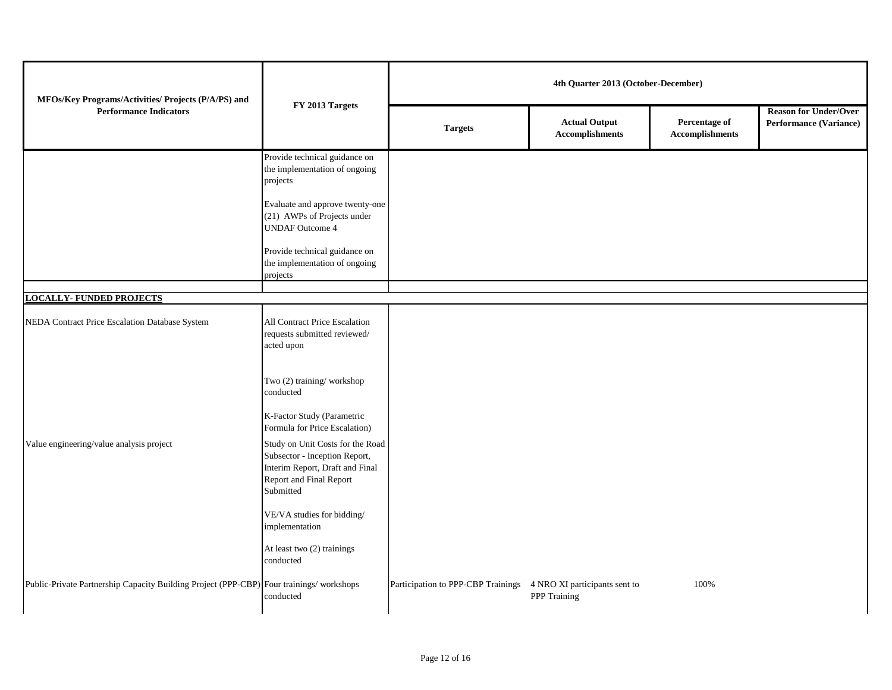| MFOs/Key Programs/Activities/ Projects (P/A/PS) and Performance Indicators | FY 2013 Targets | 4th Quarter 2013 (October-December) | | | |
|---|---|---|---|---|---|
| | | Targets | Actual Output Accomplishments | Percentage of Accomplishments | Reason for Under/Over Performance (Variance) |
| | Provide technical guidance on the implementation of ongoing projects | | | | |
| | Evaluate and approve twenty-one (21) AWPs of Projects under UNDAF Outcome 4 | | | | |
| | Provide technical guidance on the implementation of ongoing projects | | | | |
| **LOCALLY- FUNDED PROJECTS** | | | | | |
| NEDA Contract Price Escalation Database System | All Contract Price Escalation requests submitted reviewed/ acted upon | | | | |
| | Two (2) training/ workshop conducted | | | | |
| | K-Factor Study (Parametric Formula for Price Escalation) | | | | |
| Value engineering/value analysis project | Study on Unit Costs for the Road Subsector - Inception Report, Interim Report, Draft and Final Report and Final Report Submitted | | | | |
| | VE/VA studies for bidding/ implementation | | | | |
| | At least two (2) trainings conducted | | | | |
| Public-Private Partnership Capacity Building Project (PPP-CBP) | Four trainings/ workshops conducted | Participation to PPP-CBP Trainings | 4 NRO XI participants sent to PPP Training | 100% | |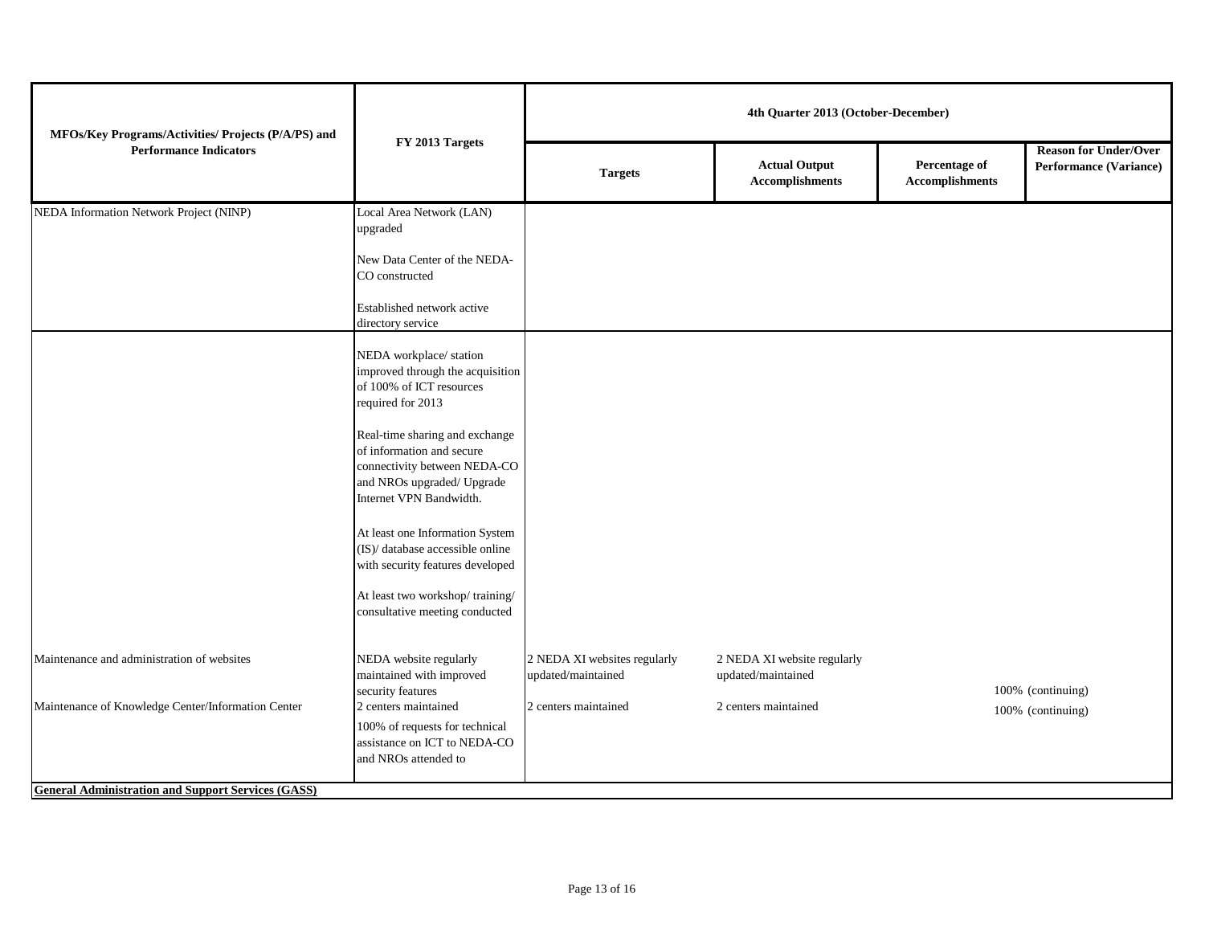| MFOs/Key Programs/Activities/ Projects (P/A/PS) and Performance Indicators | FY 2013 Targets | 4th Quarter 2013 (October-December) | | | |
|---|---|---|---|---|---|
| | | Targets | Actual Output Accomplishments | Percentage of Accomplishments | Reason for Under/Over Performance (Variance) |
| NEDA Information Network Project (NINP) | Local Area Network (LAN) upgraded<br><br>New Data Center of the NEDA-CO constructed<br><br>Established network active directory service | | | | |
| | NEDA workplace/ station improved through the acquisition of 100% of ICT resources required for 2013<br><br>Real-time sharing and exchange of information and secure connectivity between NEDA-CO and NROs upgraded/ Upgrade Internet VPN Bandwidth.<br><br>At least one Information System (IS)/ database accessible online with security features developed<br><br>At least two workshop/ training/ consultative meeting conducted | | | | |
| Maintenance and administration of websites | NEDA website regularly maintained with improved security features | 2 NEDA XI websites regularly updated/maintained | 2 NEDA XI website regularly updated/maintained | 100% (continuing) | |
| Maintenance of Knowledge Center/Information Center | 2 centers maintained<br><br>100% of requests for technical assistance on ICT to NEDA-CO and NROs attended to | 2 centers maintained | 2 centers maintained | 100% (continuing) | |
| **General Administration and Support Services (GASS)** | | | | | |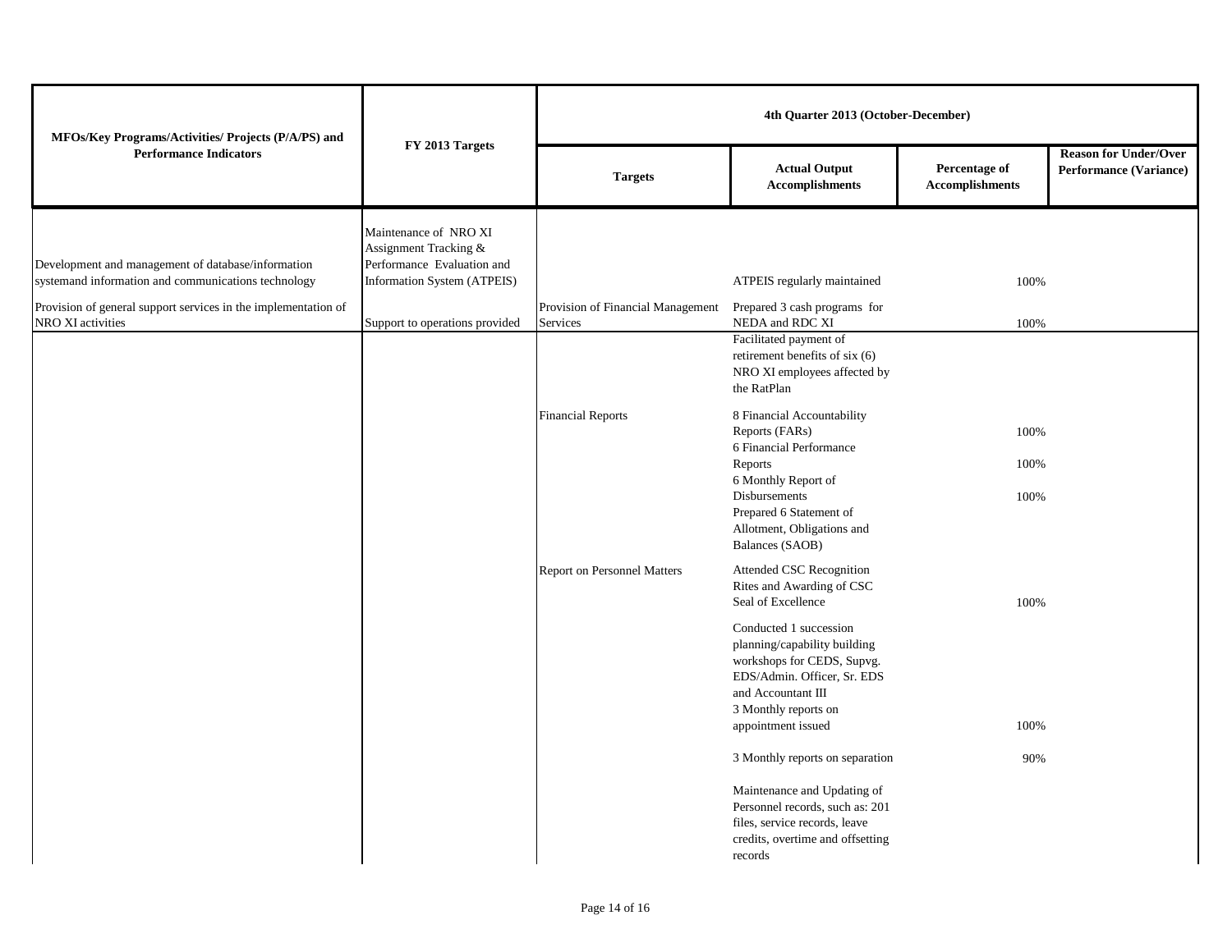| MFOs/Key Programs/Activities/ Projects (P/A/PS) and Performance Indicators | FY 2013 Targets | 4th Quarter 2013 (October-December) | | | |
|---|---|---|---|---|---|
| | | Targets | Actual Output Accomplishments | Percentage of Accomplishments | Reason for Under/Over Performance (Variance) |
| Development and management of database/information systemand information and communications technology | Maintenance of NRO XI Assignment Tracking & Performance Evaluation and Information System (ATPEIS) | | ATPEIS regularly maintained | 100% | |
| Provision of general support services in the implementation of NRO XI activities | Support to operations provided | Provision of Financial Management Services | Prepared 3 cash programs for NEDA and RDC XI | 100% | |
| | | | Facilitated payment of retirement benefits of six (6) NRO XI employees affected by the RatPlan | | |
| | | Financial Reports | 8 Financial Accountability Reports (FARs) | 100% | |
| | | | 6 Financial Performance Reports | 100% | |
| | | | 6 Monthly Report of Disbursements | 100% | |
| | | | Prepared 6 Statement of Allotment, Obligations and Balances (SAOB) | | |
| | | Report on Personnel Matters | Attended CSC Recognition Rites and Awarding of CSC Seal of Excellence | 100% | |
| | | | Conducted 1 succession planning/capability building workshops for CEDS, Supvg. EDS/Admin. Officer, Sr. EDS and Accountant III | | |
| | | | 3 Monthly reports on appointment issued | 100% | |
| | | | 3 Monthly reports on separation | 90% | |
| | | | Maintenance and Updating of Personnel records, such as: 201 files, service records, leave credits, overtime and offsetting records | | |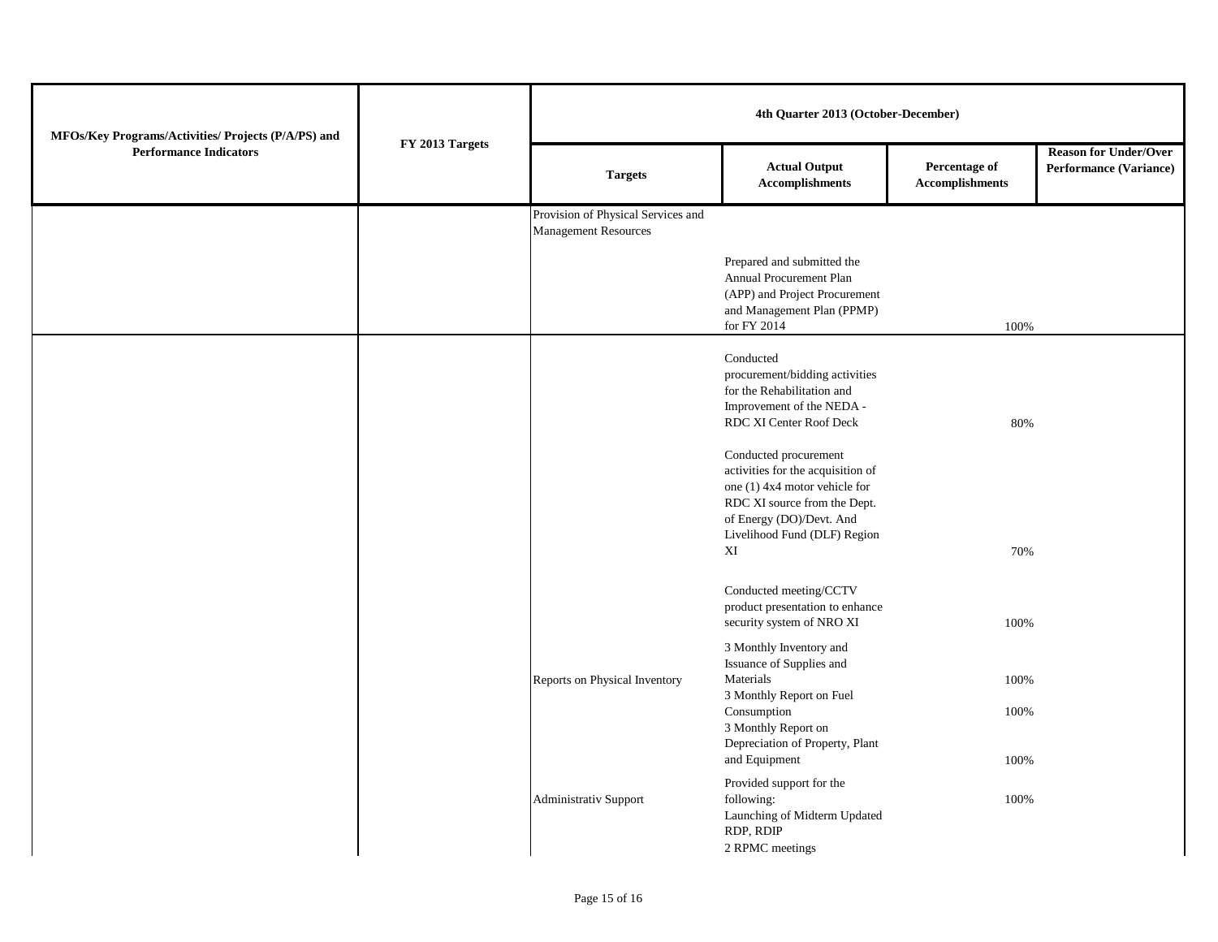| MFOs/Key Programs/Activities/ Projects (P/A/PS) and Performance Indicators | FY 2013 Targets | 4th Quarter 2013 (October-December) | | | |
|---|---|---|---|---|---|
| | | Targets | Actual Output Accomplishments | Percentage of Accomplishments | Reason for Under/Over Performance (Variance) |
| | | Provision of Physical Services and Management Resources | | | |
| | | | Prepared and submitted the Annual Procurement Plan (APP) and Project Procurement and Management Plan (PPMP) for FY 2014 | 100% | |
| | | | Conducted procurement/bidding activities for the Rehabilitation and Improvement of the NEDA - RDC XI Center Roof Deck | 80% | |
| | | | Conducted procurement activities for the acquisition of one (1) 4x4 motor vehicle for RDC XI source from the Dept. of Energy (DO)/Devt. And Livelihood Fund (DLF) Region XI | 70% | |
| | | | Conducted meeting/CCTV product presentation to enhance security system of NRO XI | 100% | |
| | | Reports on Physical Inventory | 3 Monthly Inventory and Issuance of Supplies and Materials | 100% | |
| | | | 3 Monthly Report on Fuel Consumption | 100% | |
| | | | 3 Monthly Report on Depreciation of Property, Plant and Equipment | 100% | |
| | | Administrativ Support | Provided support for the following: Launching of Midterm Updated RDP, RDIP 2 RPMC meetings | 100% | |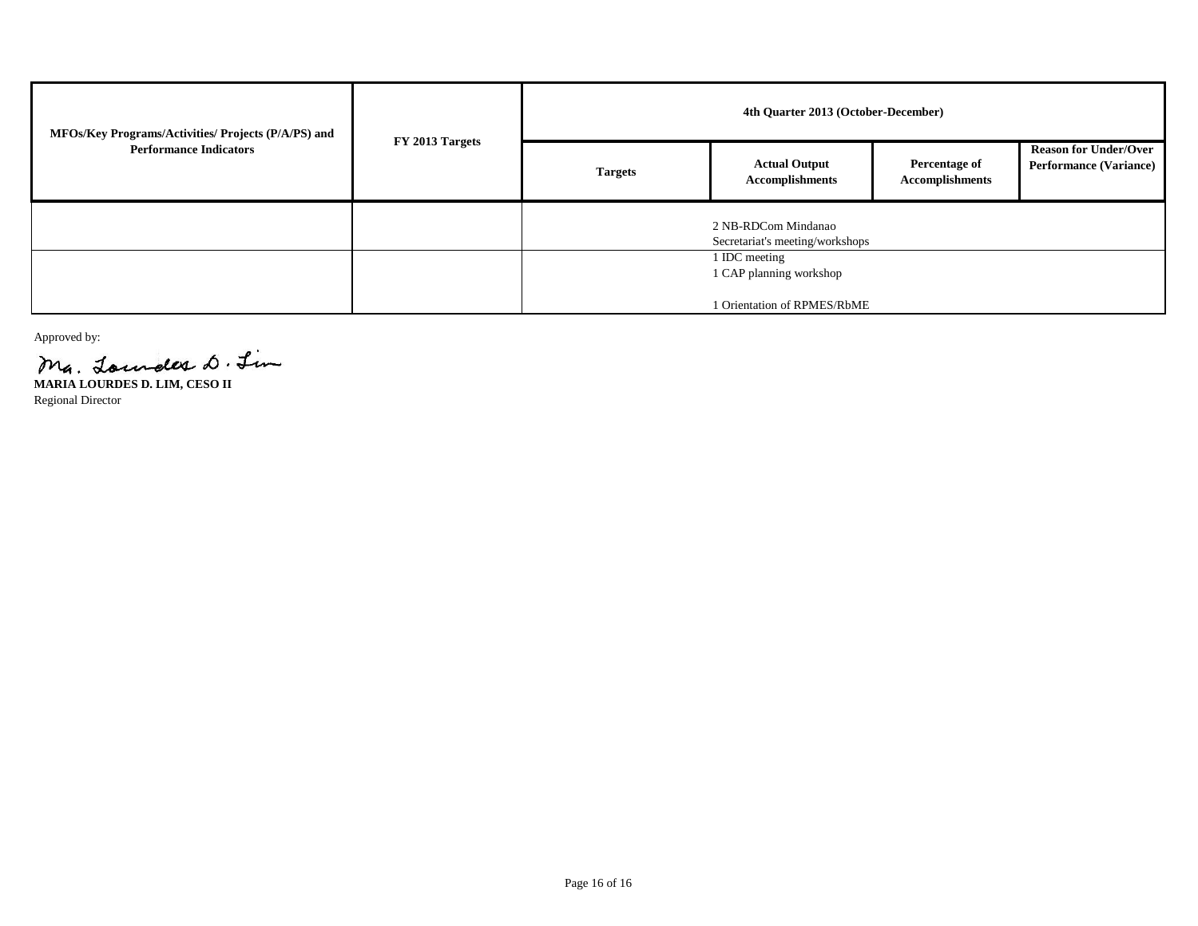| MFOs/Key Programs/Activities/ Projects (P/A/PS) and Performance Indicators | FY 2013 Targets | 4th Quarter 2013 (October-December) | | | |
|---|---|---|---|---|---|
| | | **Targets** | **Actual Output Accomplishments** | **Percentage of Accomplishments** | **Reason for Under/Over Performance (Variance)** |
| | | | 2 NB-RDCom Mindanao Secretariat's meeting/workshops | | |
| | | | 1 IDC meeting<br>1 CAP planning workshop<br>1 Orientation of RPMES/RbME | | |

Approved by:

*Ma. Lourdes D. Lim*

**MARIA LOURDES D. LIM, CESO II**
Regional Director